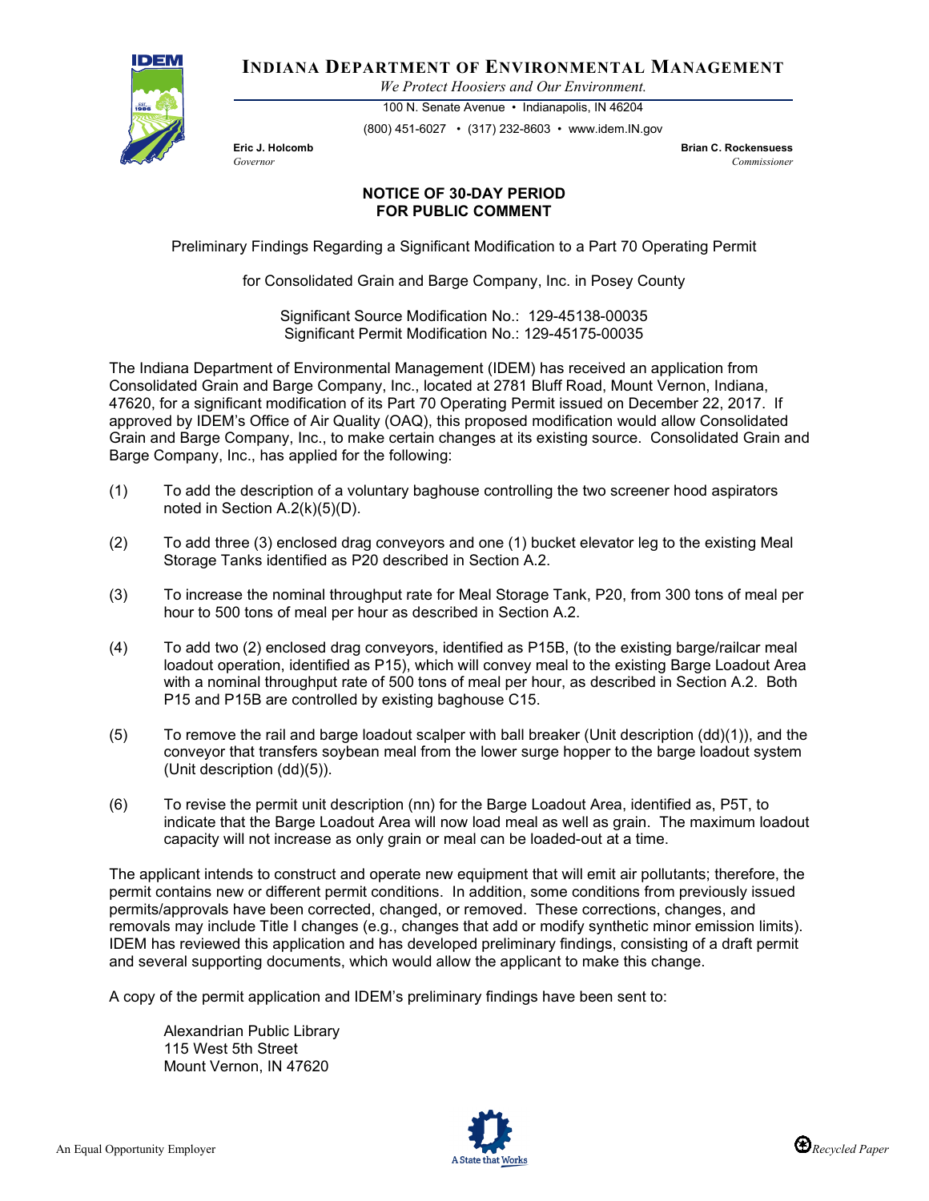**INDIANA DEPARTMENT OF ENVIRONMENTAL MANAGEMENT**

*We Protect Hoosiers and Our Environment.*

100 N. Senate Avenue • Indianapolis, IN 46204

(800) 451-6027 • (317) 232-8603 • www.idem.IN.gov

**Eric J. Holcomb**
*Governor*

**Brian C. Rockensuess**
*Commissioner*

**NOTICE OF 30-DAY PERIOD**
**FOR PUBLIC COMMENT**

Preliminary Findings Regarding a Significant Modification to a Part 70 Operating Permit

for Consolidated Grain and Barge Company, Inc. in Posey County

Significant Source Modification No.: 129-45138-00035
Significant Permit Modification No.: 129-45175-00035

The Indiana Department of Environmental Management (IDEM) has received an application from Consolidated Grain and Barge Company, Inc., located at 2781 Bluff Road, Mount Vernon, Indiana, 47620, for a significant modification of its Part 70 Operating Permit issued on December 22, 2017. If approved by IDEM's Office of Air Quality (OAQ), this proposed modification would allow Consolidated Grain and Barge Company, Inc., to make certain changes at its existing source. Consolidated Grain and Barge Company, Inc., has applied for the following:

(1) To add the description of a voluntary baghouse controlling the two screener hood aspirators noted in Section A.2(k)(5)(D).

(2) To add three (3) enclosed drag conveyors and one (1) bucket elevator leg to the existing Meal Storage Tanks identified as P20 described in Section A.2.

(3) To increase the nominal throughput rate for Meal Storage Tank, P20, from 300 tons of meal per hour to 500 tons of meal per hour as described in Section A.2.

(4) To add two (2) enclosed drag conveyors, identified as P15B, (to the existing barge/railcar meal loadout operation, identified as P15), which will convey meal to the existing Barge Loadout Area with a nominal throughput rate of 500 tons of meal per hour, as described in Section A.2. Both P15 and P15B are controlled by existing baghouse C15.

(5) To remove the rail and barge loadout scalper with ball breaker (Unit description (dd)(1)), and the conveyor that transfers soybean meal from the lower surge hopper to the barge loadout system (Unit description (dd)(5)).

(6) To revise the permit unit description (nn) for the Barge Loadout Area, identified as, P5T, to indicate that the Barge Loadout Area will now load meal as well as grain. The maximum loadout capacity will not increase as only grain or meal can be loaded-out at a time.

The applicant intends to construct and operate new equipment that will emit air pollutants; therefore, the permit contains new or different permit conditions. In addition, some conditions from previously issued permits/approvals have been corrected, changed, or removed. These corrections, changes, and removals may include Title I changes (e.g., changes that add or modify synthetic minor emission limits). IDEM has reviewed this application and has developed preliminary findings, consisting of a draft permit and several supporting documents, which would allow the applicant to make this change.

A copy of the permit application and IDEM's preliminary findings have been sent to:

Alexandrian Public Library
115 West 5th Street
Mount Vernon, IN 47620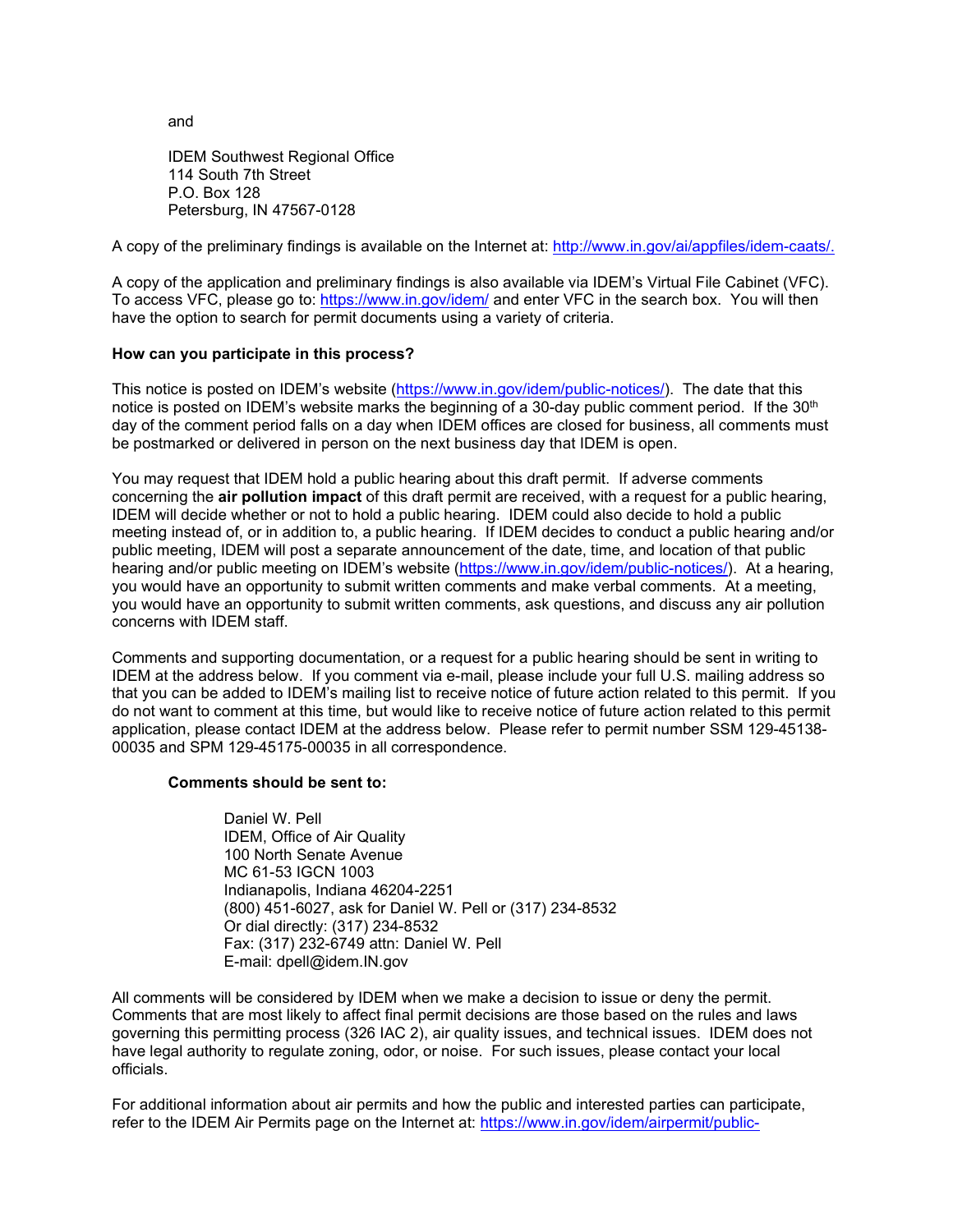and

IDEM Southwest Regional Office
114 South 7th Street
P.O. Box 128
Petersburg, IN 47567-0128

A copy of the preliminary findings is available on the Internet at: http://www.in.gov/ai/appfiles/idem-caats/.

A copy of the application and preliminary findings is also available via IDEM's Virtual File Cabinet (VFC). To access VFC, please go to: https://www.in.gov/idem/ and enter VFC in the search box. You will then have the option to search for permit documents using a variety of criteria.

**How can you participate in this process?**

This notice is posted on IDEM's website (https://www.in.gov/idem/public-notices/). The date that this notice is posted on IDEM's website marks the beginning of a 30-day public comment period. If the 30th day of the comment period falls on a day when IDEM offices are closed for business, all comments must be postmarked or delivered in person on the next business day that IDEM is open.

You may request that IDEM hold a public hearing about this draft permit. If adverse comments concerning the **air pollution impact** of this draft permit are received, with a request for a public hearing, IDEM will decide whether or not to hold a public hearing. IDEM could also decide to hold a public meeting instead of, or in addition to, a public hearing. If IDEM decides to conduct a public hearing and/or public meeting, IDEM will post a separate announcement of the date, time, and location of that public hearing and/or public meeting on IDEM's website (https://www.in.gov/idem/public-notices/). At a hearing, you would have an opportunity to submit written comments and make verbal comments. At a meeting, you would have an opportunity to submit written comments, ask questions, and discuss any air pollution concerns with IDEM staff.

Comments and supporting documentation, or a request for a public hearing should be sent in writing to IDEM at the address below. If you comment via e-mail, please include your full U.S. mailing address so that you can be added to IDEM's mailing list to receive notice of future action related to this permit. If you do not want to comment at this time, but would like to receive notice of future action related to this permit application, please contact IDEM at the address below. Please refer to permit number SSM 129-45138-00035 and SPM 129-45175-00035 in all correspondence.

**Comments should be sent to:**

Daniel W. Pell
IDEM, Office of Air Quality
100 North Senate Avenue
MC 61-53 IGCN 1003
Indianapolis, Indiana 46204-2251
(800) 451-6027, ask for Daniel W. Pell or (317) 234-8532
Or dial directly: (317) 234-8532
Fax: (317) 232-6749 attn: Daniel W. Pell
E-mail: dpell@idem.IN.gov

All comments will be considered by IDEM when we make a decision to issue or deny the permit. Comments that are most likely to affect final permit decisions are those based on the rules and laws governing this permitting process (326 IAC 2), air quality issues, and technical issues. IDEM does not have legal authority to regulate zoning, odor, or noise. For such issues, please contact your local officials.

For additional information about air permits and how the public and interested parties can participate, refer to the IDEM Air Permits page on the Internet at: https://www.in.gov/idem/airpermit/public-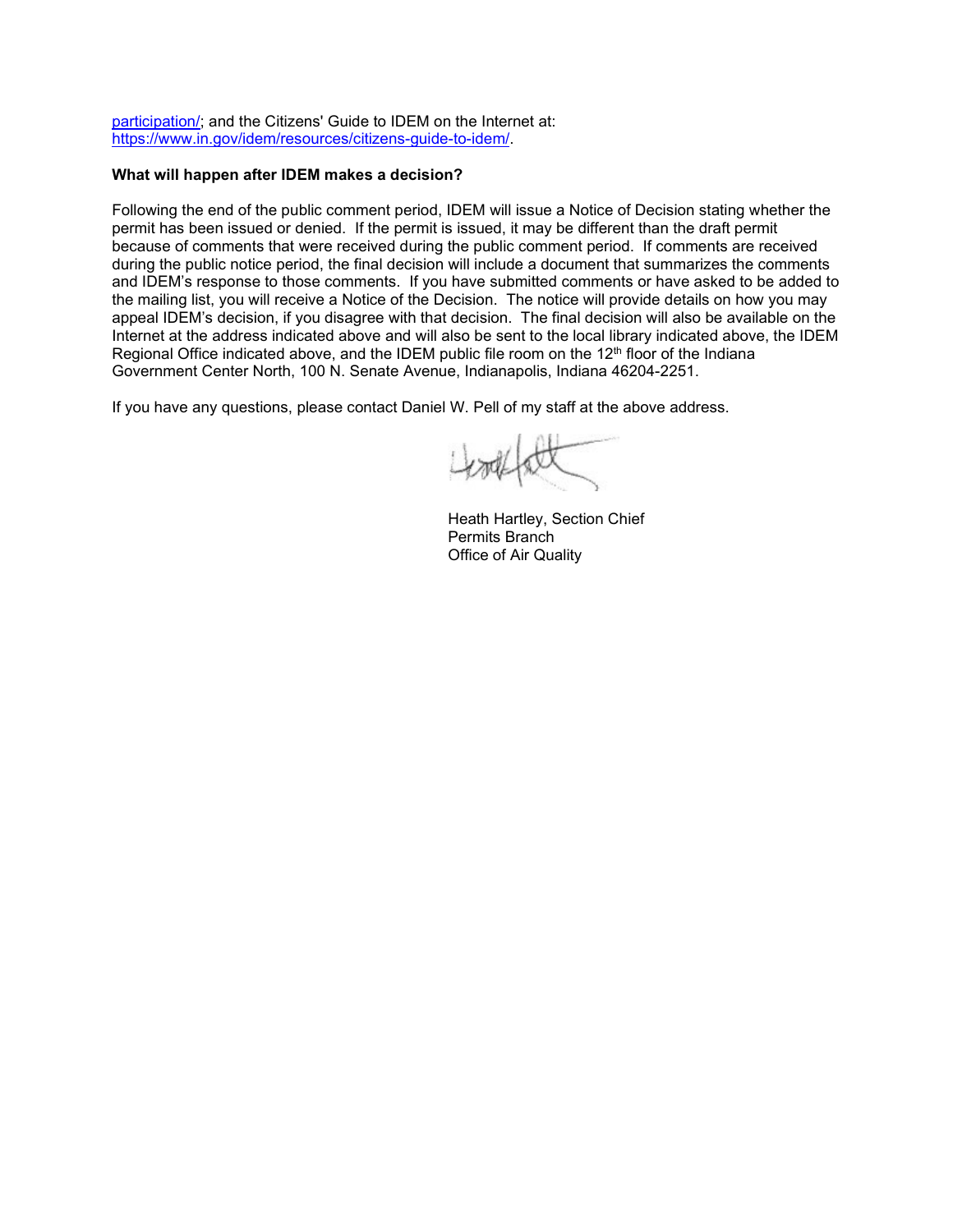participation/; and the Citizens' Guide to IDEM on the Internet at: https://www.in.gov/idem/resources/citizens-guide-to-idem/.

**What will happen after IDEM makes a decision?**

Following the end of the public comment period, IDEM will issue a Notice of Decision stating whether the permit has been issued or denied. If the permit is issued, it may be different than the draft permit because of comments that were received during the public comment period. If comments are received during the public notice period, the final decision will include a document that summarizes the comments and IDEM's response to those comments. If you have submitted comments or have asked to be added to the mailing list, you will receive a Notice of the Decision. The notice will provide details on how you may appeal IDEM's decision, if you disagree with that decision. The final decision will also be available on the Internet at the address indicated above and will also be sent to the local library indicated above, the IDEM Regional Office indicated above, and the IDEM public file room on the 12th floor of the Indiana Government Center North, 100 N. Senate Avenue, Indianapolis, Indiana 46204-2251.

If you have any questions, please contact Daniel W. Pell of my staff at the above address.

Heath Hartley, Section Chief
Permits Branch
Office of Air Quality